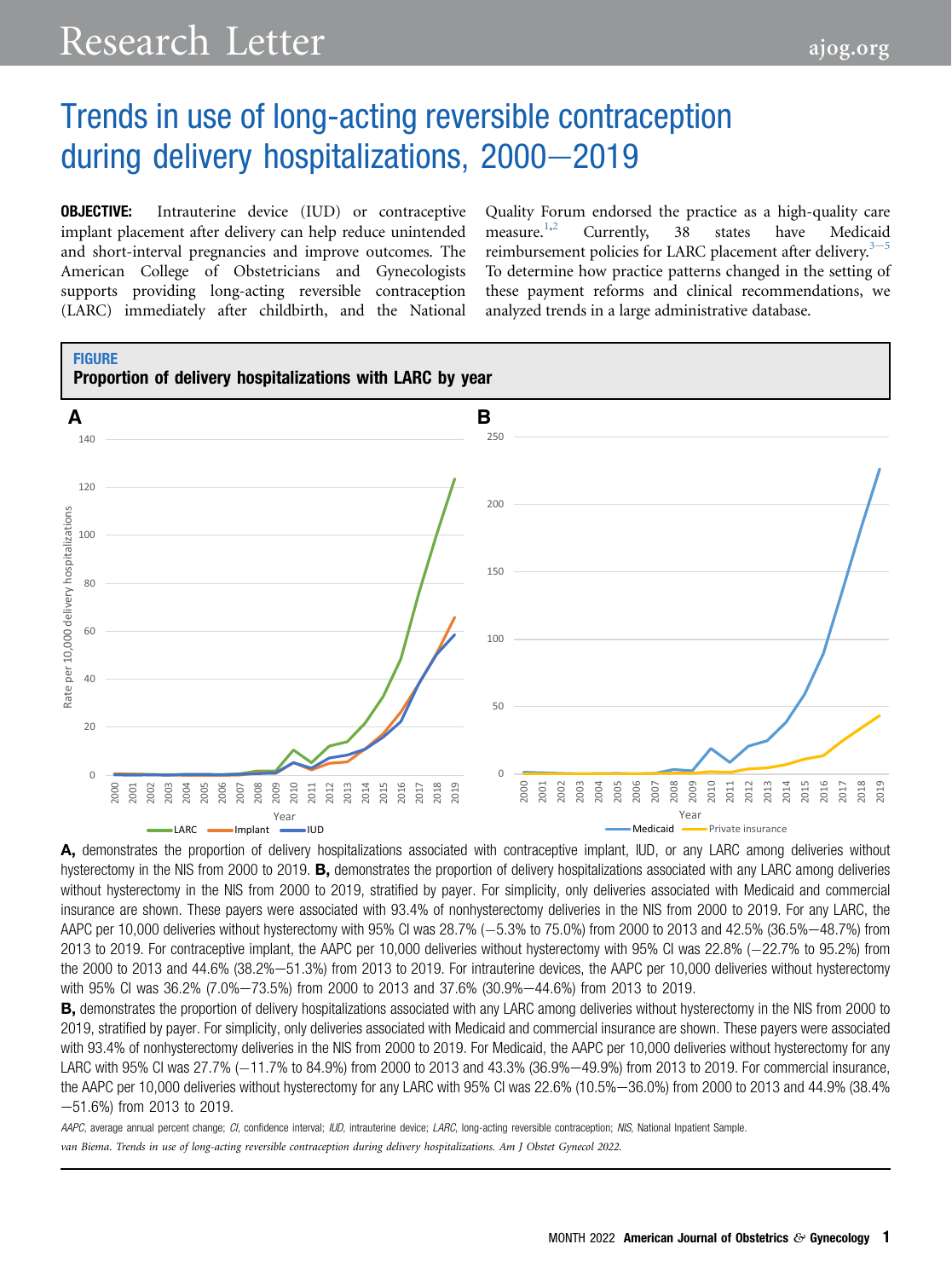# Trends in use of long-acting reversible contraception during delivery hospitalizations, 2000—2019

**OBJECTIVE:** Intrauterine device (IUD) or contraceptive implant placement after delivery can help reduce unintended and short-interval pregnancies and improve outcomes. The American College of Obstetricians and Gynecologists supports providing long-acting reversible contraception (LARC) immediately after childbirth, and the National Quality Forum endorsed the practice as a high-quality care measure.[1,2] Currently, 38 states have Medicaid reimbursement policies for LARC placement after delivery.[3—5] To determine how practice patterns changed in the setting of these payment reforms and clinical recommendations, we analyzed trends in a large administrative database.

**FIGURE**
**Proportion of delivery hospitalizations with LARC by year**

A

140
120
100
80
60
40
20
0

Rate per 10,000 delivery hospitalizations

2000 2001 2002 2003 2004 2005 2006 2007 2008 2009 2010 2011 2012 2013 2014 2015 2016 2017 2018 2019

Year

LARC Implant IUD

B

250
200
150
100
50
0

2000 2001 2002 2003 2004 2005 2006 2007 2008 2009 2010 2011 2012 2013 2014 2015 2016 2017 2018 2019

Year

Medicaid Private insurance

**A,** demonstrates the proportion of delivery hospitalizations associated with contraceptive implant, IUD, or any LARC among deliveries without hysterectomy in the NIS from 2000 to 2019. **B,** demonstrates the proportion of delivery hospitalizations associated with any LARC among deliveries without hysterectomy in the NIS from 2000 to 2019, stratified by payer. For simplicity, only deliveries associated with Medicaid and commercial insurance are shown. These payers were associated with 93.4% of nonhysterectomy deliveries in the NIS from 2000 to 2019. For any LARC, the AAPC per 10,000 deliveries without hysterectomy with 95% CI was 28.7% (−5.3% to 75.0%) from 2000 to 2013 and 42.5% (36.5%—48.7%) from 2013 to 2019. For contraceptive implant, the AAPC per 10,000 deliveries without hysterectomy with 95% CI was 22.8% (−22.7% to 95.2%) from the 2000 to 2013 and 44.6% (38.2%—51.3%) from 2013 to 2019. For intrauterine devices, the AAPC per 10,000 deliveries without hysterectomy with 95% CI was 36.2% (7.0%—73.5%) from 2000 to 2013 and 37.6% (30.9%—44.6%) from 2013 to 2019.

**B,** demonstrates the proportion of delivery hospitalizations associated with any LARC among deliveries without hysterectomy in the NIS from 2000 to 2019, stratified by payer. For simplicity, only deliveries associated with Medicaid and commercial insurance are shown. These payers were associated with 93.4% of nonhysterectomy deliveries in the NIS from 2000 to 2019. For Medicaid, the AAPC per 10,000 deliveries without hysterectomy for any LARC with 95% CI was 27.7% (−11.7% to 84.9%) from 2000 to 2013 and 43.3% (36.9%—49.9%) from 2013 to 2019. For commercial insurance, the AAPC per 10,000 deliveries without hysterectomy for any LARC with 95% CI was 22.6% (10.5%—36.0%) from 2000 to 2013 and 44.9% (38.4% —51.6%) from 2013 to 2019.

*AAPC*, average annual percent change; *CI*, confidence interval; *IUD*, intrauterine device; *LARC*, long-acting reversible contraception; *NIS*, National Inpatient Sample.

*van Biema. Trends in use of long-acting reversible contraception during delivery hospitalizations. Am J Obstet Gynecol 2022.*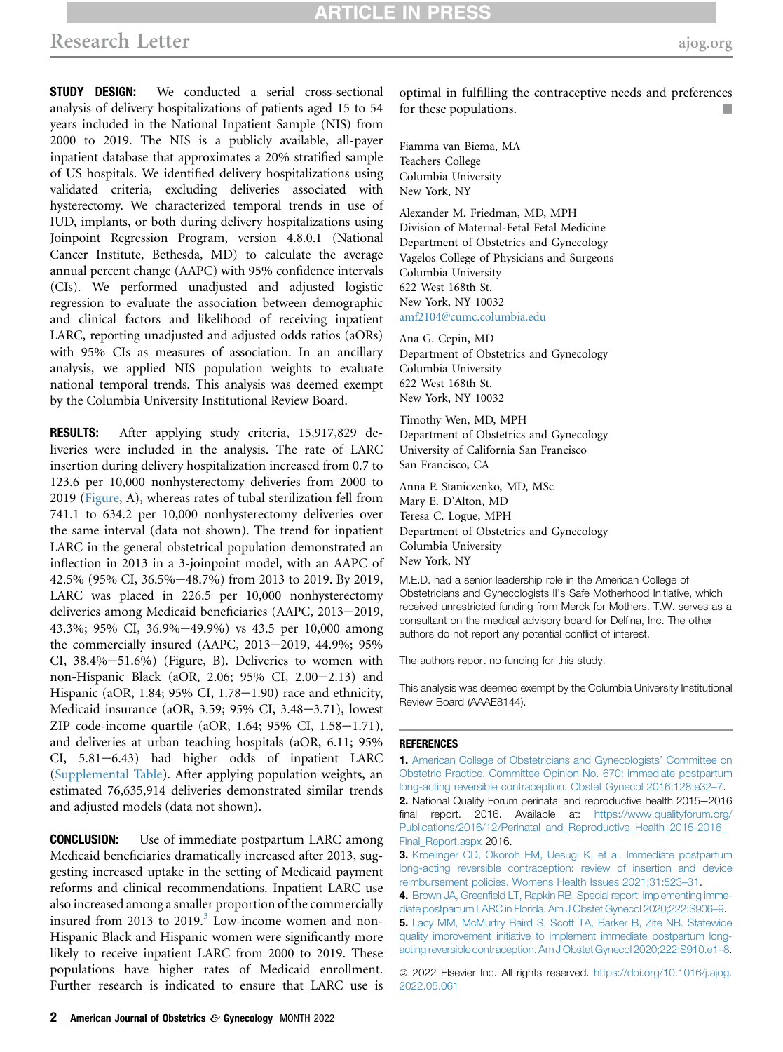**STUDY DESIGN:** We conducted a serial cross-sectional analysis of delivery hospitalizations of patients aged 15 to 54 years included in the National Inpatient Sample (NIS) from 2000 to 2019. The NIS is a publicly available, all-payer inpatient database that approximates a 20% stratified sample of US hospitals. We identified delivery hospitalizations using validated criteria, excluding deliveries associated with hysterectomy. We characterized temporal trends in use of IUD, implants, or both during delivery hospitalizations using Joinpoint Regression Program, version 4.8.0.1 (National Cancer Institute, Bethesda, MD) to calculate the average annual percent change (AAPC) with 95% confidence intervals (CIs). We performed unadjusted and adjusted logistic regression to evaluate the association between demographic and clinical factors and likelihood of receiving inpatient LARC, reporting unadjusted and adjusted odds ratios (aORs) with 95% CIs as measures of association. In an ancillary analysis, we applied NIS population weights to evaluate national temporal trends. This analysis was deemed exempt by the Columbia University Institutional Review Board.

**RESULTS:** After applying study criteria, 15,917,829 deliveries were included in the analysis. The rate of LARC insertion during delivery hospitalization increased from 0.7 to 123.6 per 10,000 nonhysterectomy deliveries from 2000 to 2019 (Figure, A), whereas rates of tubal sterilization fell from 741.1 to 634.2 per 10,000 nonhysterectomy deliveries over the same interval (data not shown). The trend for inpatient LARC in the general obstetrical population demonstrated an inflection in 2013 in a 3-joinpoint model, with an AAPC of 42.5% (95% CI, 36.5%−48.7%) from 2013 to 2019. By 2019, LARC was placed in 226.5 per 10,000 nonhysterectomy deliveries among Medicaid beneficiaries (AAPC, 2013−2019, 43.3%; 95% CI, 36.9%−49.9%) vs 43.5 per 10,000 among the commercially insured (AAPC, 2013−2019, 44.9%; 95% CI, 38.4%−51.6%) (Figure, B). Deliveries to women with non-Hispanic Black (aOR, 2.06; 95% CI, 2.00−2.13) and Hispanic (aOR, 1.84; 95% CI, 1.78−1.90) race and ethnicity, Medicaid insurance (aOR, 3.59; 95% CI, 3.48−3.71), lowest ZIP code-income quartile (aOR, 1.64; 95% CI, 1.58−1.71), and deliveries at urban teaching hospitals (aOR, 6.11; 95% CI, 5.81−6.43) had higher odds of inpatient LARC (Supplemental Table). After applying population weights, an estimated 76,635,914 deliveries demonstrated similar trends and adjusted models (data not shown).

**CONCLUSION:** Use of immediate postpartum LARC among Medicaid beneficiaries dramatically increased after 2013, suggesting increased uptake in the setting of Medicaid payment reforms and clinical recommendations. Inpatient LARC use also increased among a smaller proportion of the commercially insured from 2013 to 2019.[3] Low-income women and non-Hispanic Black and Hispanic women were significantly more likely to receive inpatient LARC from 2000 to 2019. These populations have higher rates of Medicaid enrollment. Further research is indicated to ensure that LARC use is optimal in fulfilling the contraceptive needs and preferences for these populations. ■

Fiamma van Biema, MA
Teachers College
Columbia University
New York, NY

Alexander M. Friedman, MD, MPH
Division of Maternal-Fetal Fetal Medicine
Department of Obstetrics and Gynecology
Vagelos College of Physicians and Surgeons
Columbia University
622 West 168th St.
New York, NY 10032
amf2104@cumc.columbia.edu

Ana G. Cepin, MD
Department of Obstetrics and Gynecology
Columbia University
622 West 168th St.
New York, NY 10032

Timothy Wen, MD, MPH
Department of Obstetrics and Gynecology
University of California San Francisco
San Francisco, CA

Anna P. Staniczenko, MD, MSc
Mary E. D'Alton, MD
Teresa C. Logue, MPH
Department of Obstetrics and Gynecology
Columbia University
New York, NY

M.E.D. had a senior leadership role in the American College of Obstetricians and Gynecologists II's Safe Motherhood Initiative, which received unrestricted funding from Merck for Mothers. T.W. serves as a consultant on the medical advisory board for Delfina, Inc. The other authors do not report any potential conflict of interest.

The authors report no funding for this study.

This analysis was deemed exempt by the Columbia University Institutional Review Board (AAAE8144).

## REFERENCES

1. American College of Obstetricians and Gynecologists' Committee on Obstetric Practice. Committee Opinion No. 670: immediate postpartum long-acting reversible contraception. Obstet Gynecol 2016;128:e32–7.
2. National Quality Forum perinatal and reproductive health 2015–2016 final report. 2016. Available at: https://www.qualityforum.org/Publications/2016/12/Perinatal_and_Reproductive_Health_2015-2016_Final_Report.aspx 2016.
3. Kroelinger CD, Okoroh EM, Uesugi K, et al. Immediate postpartum long-acting reversible contraception: review of insertion and device reimbursement policies. Womens Health Issues 2021;31:523–31.
4. Brown JA, Greenfield LT, Rapkin RB. Special report: implementing immediate postpartum LARC in Florida. Am J Obstet Gynecol 2020;222:S906–9.
5. Lacy MM, McMurtry Baird S, Scott TA, Barker B, Zite NB. Statewide quality improvement initiative to implement immediate postpartum long-acting reversible contraception. Am J Obstet Gynecol 2020;222:S910.e1–8.

© 2022 Elsevier Inc. All rights reserved. https://doi.org/10.1016/j.ajog.2022.05.061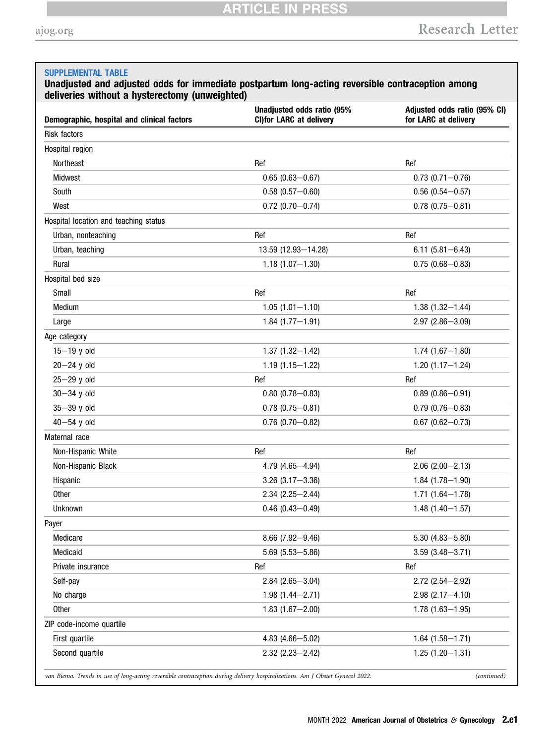SUPPLEMENTAL TABLE

**Unadjusted and adjusted odds for immediate postpartum long-acting reversible contraception among deliveries without a hysterectomy (unweighted)**

| Demographic, hospital and clinical factors | Unadjusted odds ratio (95% CI)for LARC at delivery | Adjusted odds ratio (95% CI) for LARC at delivery |
|---|---|---|
| Risk factors | | |
| Hospital region | | |
| Northeast | Ref | Ref |
| Midwest | 0.65 (0.63–0.67) | 0.73 (0.71–0.76) |
| South | 0.58 (0.57–0.60) | 0.56 (0.54–0.57) |
| West | 0.72 (0.70–0.74) | 0.78 (0.75–0.81) |
| Hospital location and teaching status | | |
| Urban, nonteaching | Ref | Ref |
| Urban, teaching | 13.59 (12.93–14.28) | 6.11 (5.81–6.43) |
| Rural | 1.18 (1.07–1.30) | 0.75 (0.68–0.83) |
| Hospital bed size | | |
| Small | Ref | Ref |
| Medium | 1.05 (1.01–1.10) | 1.38 (1.32–1.44) |
| Large | 1.84 (1.77–1.91) | 2.97 (2.86–3.09) |
| Age category | | |
| 15–19 y old | 1.37 (1.32–1.42) | 1.74 (1.67–1.80) |
| 20–24 y old | 1.19 (1.15–1.22) | 1.20 (1.17–1.24) |
| 25–29 y old | Ref | Ref |
| 30–34 y old | 0.80 (0.78–0.83) | 0.89 (0.86–0.91) |
| 35–39 y old | 0.78 (0.75–0.81) | 0.79 (0.76–0.83) |
| 40–54 y old | 0.76 (0.70–0.82) | 0.67 (0.62–0.73) |
| Maternal race | | |
| Non-Hispanic White | Ref | Ref |
| Non-Hispanic Black | 4.79 (4.65–4.94) | 2.06 (2.00–2.13) |
| Hispanic | 3.26 (3.17–3.36) | 1.84 (1.78–1.90) |
| Other | 2.34 (2.25–2.44) | 1.71 (1.64–1.78) |
| Unknown | 0.46 (0.43–0.49) | 1.48 (1.40–1.57) |
| Payer | | |
| Medicare | 8.66 (7.92–9.46) | 5.30 (4.83–5.80) |
| Medicaid | 5.69 (5.53–5.86) | 3.59 (3.48–3.71) |
| Private insurance | Ref | Ref |
| Self-pay | 2.84 (2.65–3.04) | 2.72 (2.54–2.92) |
| No charge | 1.98 (1.44–2.71) | 2.98 (2.17–4.10) |
| Other | 1.83 (1.67–2.00) | 1.78 (1.63–1.95) |
| ZIP code-income quartile | | |
| First quartile | 4.83 (4.66–5.02) | 1.64 (1.58–1.71) |
| Second quartile | 2.32 (2.23–2.42) | 1.25 (1.20–1.31) |

*van Biema. Trends in use of long-acting reversible contraception during delivery hospitalizations. Am J Obstet Gynecol 2022.* *(continued)*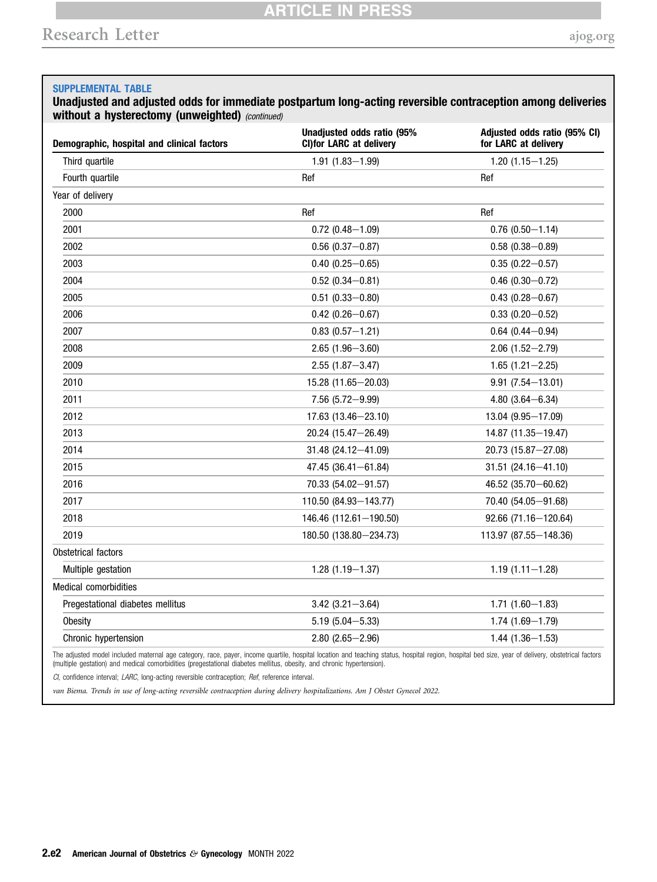**SUPPLEMENTAL TABLE**

**Unadjusted and adjusted odds for immediate postpartum long-acting reversible contraception among deliveries without a hysterectomy (unweighted)** *(continued)*

| Demographic, hospital and clinical factors | Unadjusted odds ratio (95% CI)for LARC at delivery | Adjusted odds ratio (95% CI) for LARC at delivery |
|---|---|---|
| Third quartile | 1.91 (1.83–1.99) | 1.20 (1.15–1.25) |
| Fourth quartile | Ref | Ref |
| Year of delivery | | |
| 2000 | Ref | Ref |
| 2001 | 0.72 (0.48–1.09) | 0.76 (0.50–1.14) |
| 2002 | 0.56 (0.37–0.87) | 0.58 (0.38–0.89) |
| 2003 | 0.40 (0.25–0.65) | 0.35 (0.22–0.57) |
| 2004 | 0.52 (0.34–0.81) | 0.46 (0.30–0.72) |
| 2005 | 0.51 (0.33–0.80) | 0.43 (0.28–0.67) |
| 2006 | 0.42 (0.26–0.67) | 0.33 (0.20–0.52) |
| 2007 | 0.83 (0.57–1.21) | 0.64 (0.44–0.94) |
| 2008 | 2.65 (1.96–3.60) | 2.06 (1.52–2.79) |
| 2009 | 2.55 (1.87–3.47) | 1.65 (1.21–2.25) |
| 2010 | 15.28 (11.65–20.03) | 9.91 (7.54–13.01) |
| 2011 | 7.56 (5.72–9.99) | 4.80 (3.64–6.34) |
| 2012 | 17.63 (13.46–23.10) | 13.04 (9.95–17.09) |
| 2013 | 20.24 (15.47–26.49) | 14.87 (11.35–19.47) |
| 2014 | 31.48 (24.12–41.09) | 20.73 (15.87–27.08) |
| 2015 | 47.45 (36.41–61.84) | 31.51 (24.16–41.10) |
| 2016 | 70.33 (54.02–91.57) | 46.52 (35.70–60.62) |
| 2017 | 110.50 (84.93–143.77) | 70.40 (54.05–91.68) |
| 2018 | 146.46 (112.61–190.50) | 92.66 (71.16–120.64) |
| 2019 | 180.50 (138.80–234.73) | 113.97 (87.55–148.36) |
| Obstetrical factors | | |
| Multiple gestation | 1.28 (1.19–1.37) | 1.19 (1.11–1.28) |
| Medical comorbidities | | |
| Pregestational diabetes mellitus | 3.42 (3.21–3.64) | 1.71 (1.60–1.83) |
| Obesity | 5.19 (5.04–5.33) | 1.74 (1.69–1.79) |
| Chronic hypertension | 2.80 (2.65–2.96) | 1.44 (1.36–1.53) |

The adjusted model included maternal age category, race, payer, income quartile, hospital location and teaching status, hospital region, hospital bed size, year of delivery, obstetrical factors (multiple gestation) and medical comorbidities (pregestational diabetes mellitus, obesity, and chronic hypertension).

*CI*, confidence interval; *LARC*, long-acting reversible contraception; *Ref*, reference interval.

*van Biema. Trends in use of long-acting reversible contraception during delivery hospitalizations. Am J Obstet Gynecol 2022.*